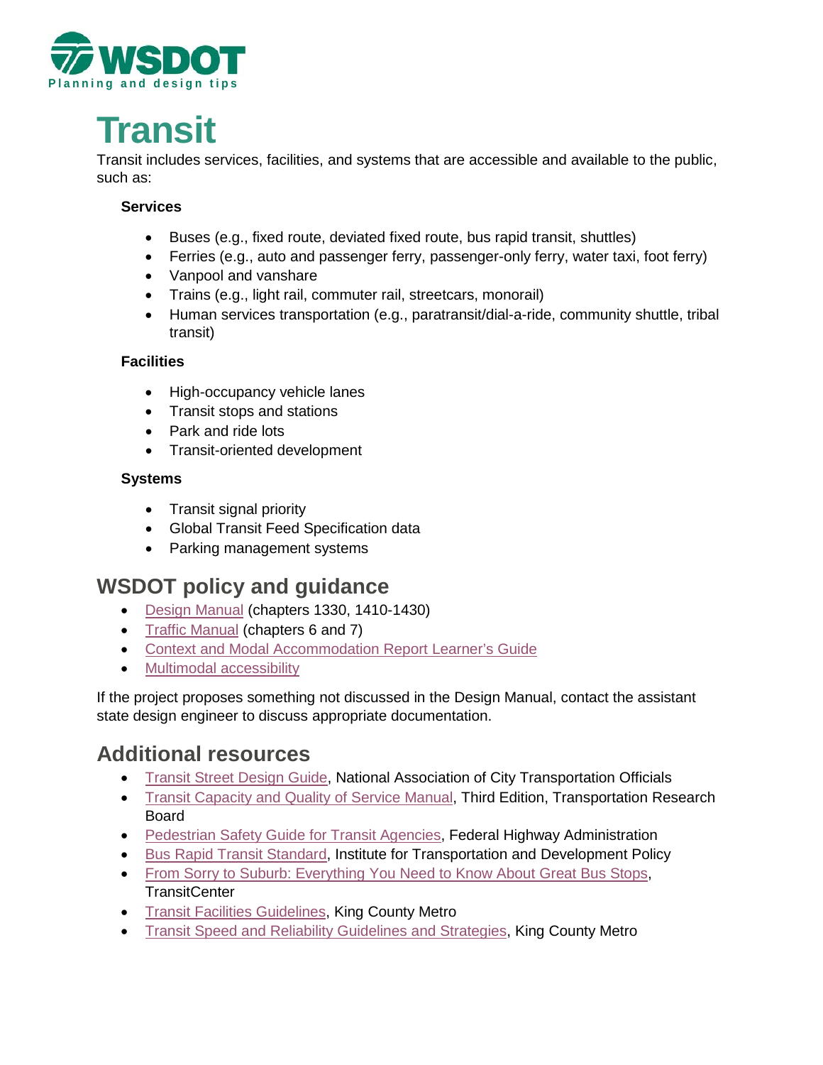WSDOT
Planning and design tips

# Transit

Transit includes services, facilities, and systems that are accessible and available to the public, such as:

**Services**

- Buses (e.g., fixed route, deviated fixed route, bus rapid transit, shuttles)
- Ferries (e.g., auto and passenger ferry, passenger-only ferry, water taxi, foot ferry)
- Vanpool and vanshare
- Trains (e.g., light rail, commuter rail, streetcars, monorail)
- Human services transportation (e.g., paratransit/dial-a-ride, community shuttle, tribal transit)

**Facilities**

- High-occupancy vehicle lanes
- Transit stops and stations
- Park and ride lots
- Transit-oriented development

**Systems**

- Transit signal priority
- Global Transit Feed Specification data
- Parking management systems

## WSDOT policy and guidance

- Design Manual (chapters 1330, 1410-1430)
- Traffic Manual (chapters 6 and 7)
- Context and Modal Accommodation Report Learner's Guide
- Multimodal accessibility

If the project proposes something not discussed in the Design Manual, contact the assistant state design engineer to discuss appropriate documentation.

## Additional resources

- Transit Street Design Guide, National Association of City Transportation Officials
- Transit Capacity and Quality of Service Manual, Third Edition, Transportation Research Board
- Pedestrian Safety Guide for Transit Agencies, Federal Highway Administration
- Bus Rapid Transit Standard, Institute for Transportation and Development Policy
- From Sorry to Suburb: Everything You Need to Know About Great Bus Stops, TransitCenter
- Transit Facilities Guidelines, King County Metro
- Transit Speed and Reliability Guidelines and Strategies, King County Metro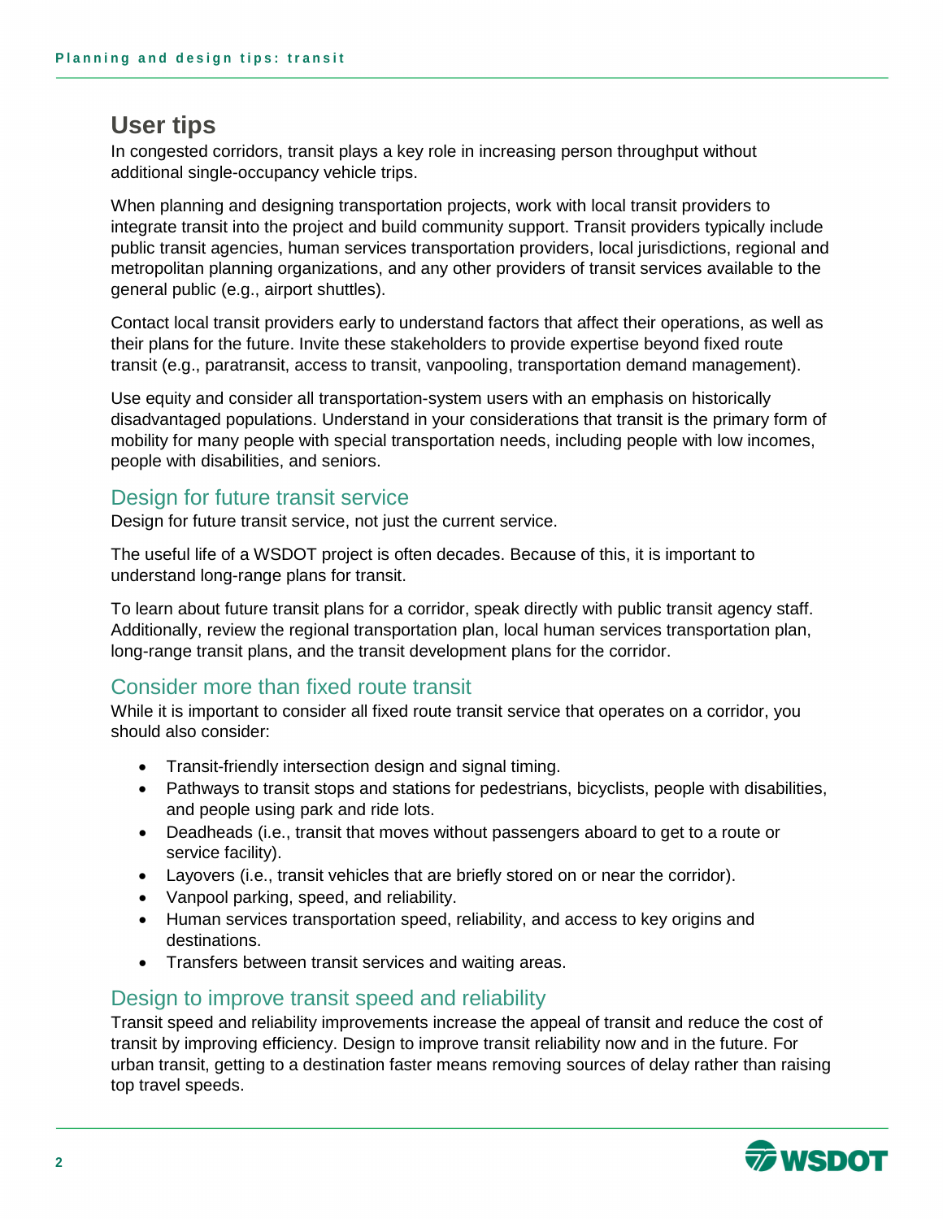## User tips

In congested corridors, transit plays a key role in increasing person throughput without additional single-occupancy vehicle trips.

When planning and designing transportation projects, work with local transit providers to integrate transit into the project and build community support. Transit providers typically include public transit agencies, human services transportation providers, local jurisdictions, regional and metropolitan planning organizations, and any other providers of transit services available to the general public (e.g., airport shuttles).

Contact local transit providers early to understand factors that affect their operations, as well as their plans for the future. Invite these stakeholders to provide expertise beyond fixed route transit (e.g., paratransit, access to transit, vanpooling, transportation demand management).

Use equity and consider all transportation-system users with an emphasis on historically disadvantaged populations. Understand in your considerations that transit is the primary form of mobility for many people with special transportation needs, including people with low incomes, people with disabilities, and seniors.

### Design for future transit service

Design for future transit service, not just the current service.

The useful life of a WSDOT project is often decades. Because of this, it is important to understand long-range plans for transit.

To learn about future transit plans for a corridor, speak directly with public transit agency staff. Additionally, review the regional transportation plan, local human services transportation plan, long-range transit plans, and the transit development plans for the corridor.

### Consider more than fixed route transit

While it is important to consider all fixed route transit service that operates on a corridor, you should also consider:

- Transit-friendly intersection design and signal timing.
- Pathways to transit stops and stations for pedestrians, bicyclists, people with disabilities, and people using park and ride lots.
- Deadheads (i.e., transit that moves without passengers aboard to get to a route or service facility).
- Layovers (i.e., transit vehicles that are briefly stored on or near the corridor).
- Vanpool parking, speed, and reliability.
- Human services transportation speed, reliability, and access to key origins and destinations.
- Transfers between transit services and waiting areas.

### Design to improve transit speed and reliability

Transit speed and reliability improvements increase the appeal of transit and reduce the cost of transit by improving efficiency. Design to improve transit reliability now and in the future. For urban transit, getting to a destination faster means removing sources of delay rather than raising top travel speeds.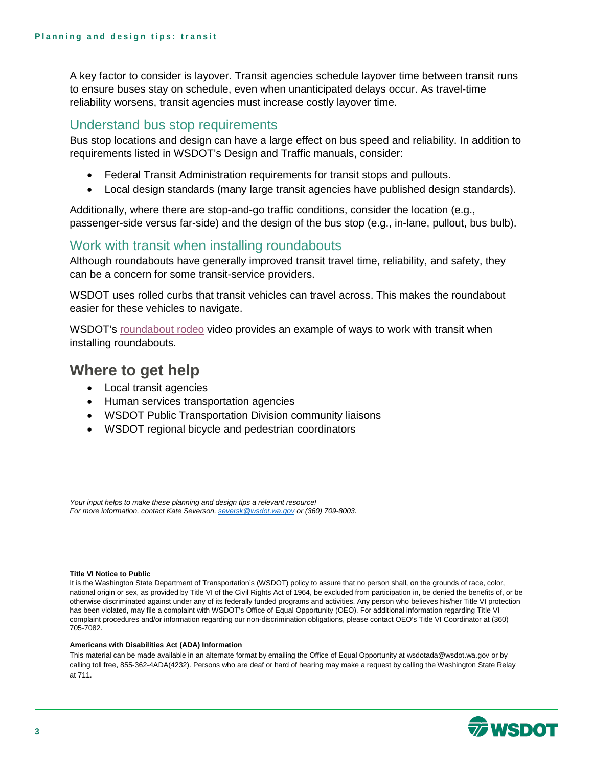A key factor to consider is layover. Transit agencies schedule layover time between transit runs to ensure buses stay on schedule, even when unanticipated delays occur. As travel-time reliability worsens, transit agencies must increase costly layover time.

### Understand bus stop requirements

Bus stop locations and design can have a large effect on bus speed and reliability. In addition to requirements listed in WSDOT's Design and Traffic manuals, consider:

- Federal Transit Administration requirements for transit stops and pullouts.
- Local design standards (many large transit agencies have published design standards).

Additionally, where there are stop-and-go traffic conditions, consider the location (e.g., passenger-side versus far-side) and the design of the bus stop (e.g., in-lane, pullout, bus bulb).

### Work with transit when installing roundabouts

Although roundabouts have generally improved transit travel time, reliability, and safety, they can be a concern for some transit-service providers.

WSDOT uses rolled curbs that transit vehicles can travel across. This makes the roundabout easier for these vehicles to navigate.

WSDOT's roundabout rodeo video provides an example of ways to work with transit when installing roundabouts.

## Where to get help

- Local transit agencies
- Human services transportation agencies
- WSDOT Public Transportation Division community liaisons
- WSDOT regional bicycle and pedestrian coordinators

*Your input helps to make these planning and design tips a relevant resource!*
*For more information, contact Kate Severson, seversk@wsdot.wa.gov or (360) 709-8003.*

**Title VI Notice to Public**

It is the Washington State Department of Transportation's (WSDOT) policy to assure that no person shall, on the grounds of race, color, national origin or sex, as provided by Title VI of the Civil Rights Act of 1964, be excluded from participation in, be denied the benefits of, or be otherwise discriminated against under any of its federally funded programs and activities. Any person who believes his/her Title VI protection has been violated, may file a complaint with WSDOT's Office of Equal Opportunity (OEO). For additional information regarding Title VI complaint procedures and/or information regarding our non-discrimination obligations, please contact OEO's Title VI Coordinator at (360) 705-7082.

**Americans with Disabilities Act (ADA) Information**

This material can be made available in an alternate format by emailing the Office of Equal Opportunity at wsdotada@wsdot.wa.gov or by calling toll free, 855-362-4ADA(4232). Persons who are deaf or hard of hearing may make a request by calling the Washington State Relay at 711.